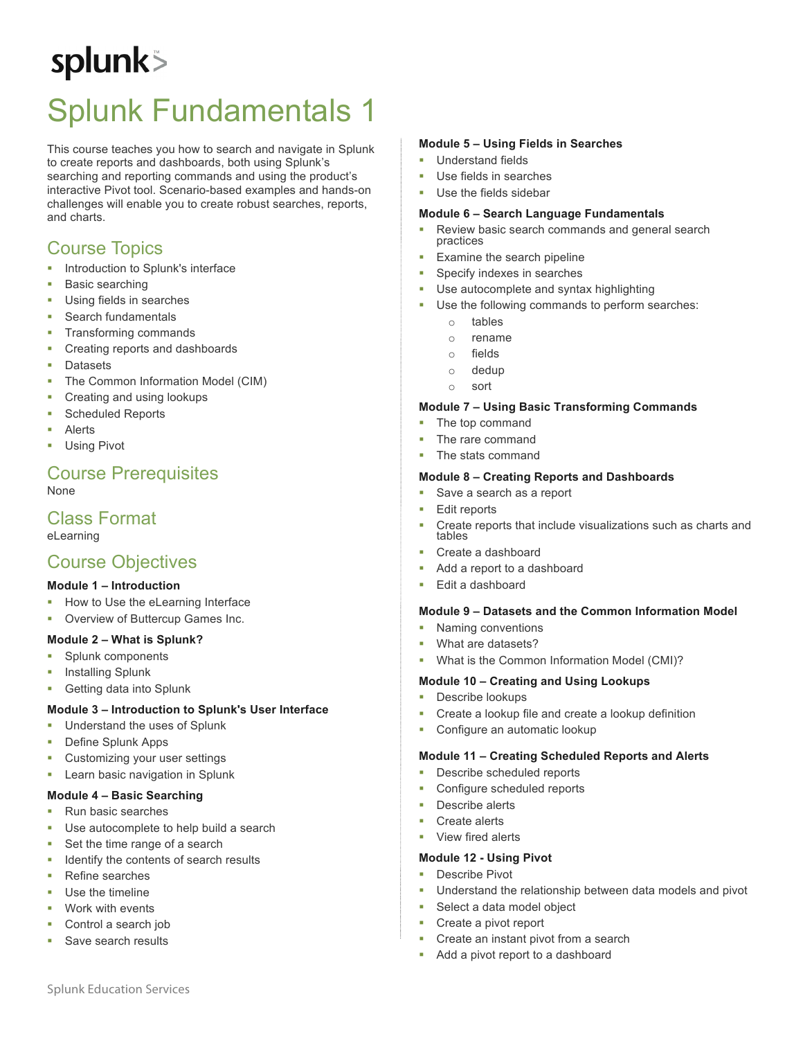splunk>

# Splunk Fundamentals 1

This course teaches you how to search and navigate in Splunk to create reports and dashboards, both using Splunk's searching and reporting commands and using the product's interactive Pivot tool. Scenario-based examples and hands-on challenges will enable you to create robust searches, reports, and charts.

## Course Topics

- Introduction to Splunk's interface
- Basic searching
- Using fields in searches
- Search fundamentals
- Transforming commands
- Creating reports and dashboards
- Datasets
- The Common Information Model (CIM)
- Creating and using lookups
- Scheduled Reports
- Alerts
- Using Pivot

## Course Prerequisites

None

## Class Format

eLearning

## Course Objectives

**Module 1 – Introduction**

- How to Use the eLearning Interface
- Overview of Buttercup Games Inc.

**Module 2 – What is Splunk?**

- Splunk components
- Installing Splunk
- Getting data into Splunk

**Module 3 – Introduction to Splunk's User Interface**

- Understand the uses of Splunk
- Define Splunk Apps
- Customizing your user settings
- Learn basic navigation in Splunk

**Module 4 – Basic Searching**

- Run basic searches
- Use autocomplete to help build a search
- Set the time range of a search
- Identify the contents of search results
- Refine searches
- Use the timeline
- Work with events
- Control a search job
- Save search results

**Module 5 – Using Fields in Searches**

- Understand fields
- Use fields in searches
- Use the fields sidebar

**Module 6 – Search Language Fundamentals**

- Review basic search commands and general search practices
- Examine the search pipeline
- Specify indexes in searches
- Use autocomplete and syntax highlighting
- Use the following commands to perform searches:
  - tables
  - rename
  - fields
  - dedup
  - sort

**Module 7 – Using Basic Transforming Commands**

- The top command
- The rare command
- The stats command

**Module 8 – Creating Reports and Dashboards**

- Save a search as a report
- Edit reports
- Create reports that include visualizations such as charts and tables
- Create a dashboard
- Add a report to a dashboard
- Edit a dashboard

**Module 9 – Datasets and the Common Information Model**

- Naming conventions
- What are datasets?
- What is the Common Information Model (CMI)?

**Module 10 – Creating and Using Lookups**

- Describe lookups
- Create a lookup file and create a lookup definition
- Configure an automatic lookup

**Module 11 – Creating Scheduled Reports and Alerts**

- Describe scheduled reports
- Configure scheduled reports
- Describe alerts
- Create alerts
- View fired alerts

**Module 12 - Using Pivot**

- Describe Pivot
- Understand the relationship between data models and pivot
- Select a data model object
- Create a pivot report
- Create an instant pivot from a search
- Add a pivot report to a dashboard

Splunk Education Services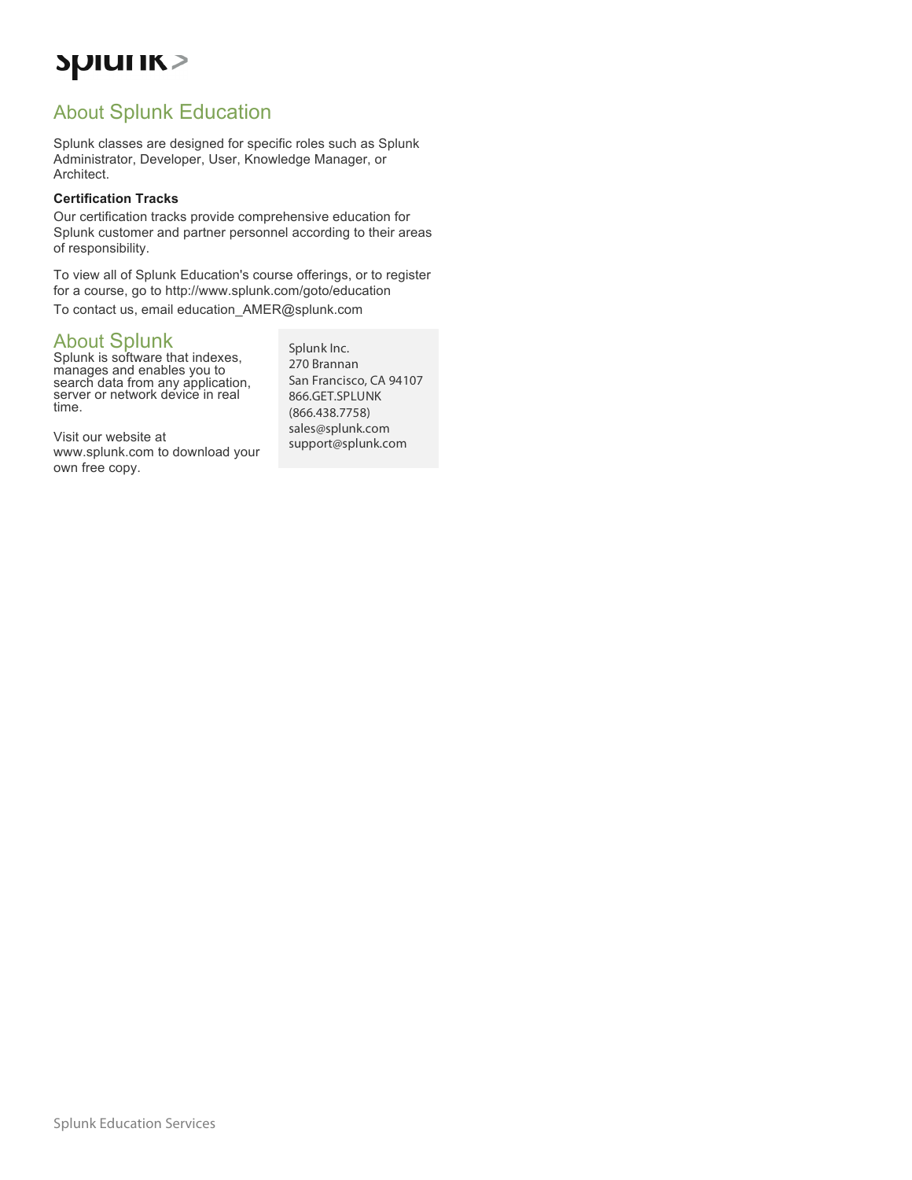## About Splunk Education

Splunk classes are designed for specific roles such as Splunk Administrator, Developer, User, Knowledge Manager, or Architect.

**Certification Tracks**

Our certification tracks provide comprehensive education for Splunk customer and partner personnel according to their areas of responsibility.

To view all of Splunk Education's course offerings, or to register for a course, go to http://www.splunk.com/goto/education

To contact us, email education_AMER@splunk.com

## About Splunk

Splunk is software that indexes, manages and enables you to search data from any application, server or network device in real time.

Visit our website at www.splunk.com to download your own free copy.

Splunk Inc.
270 Brannan
San Francisco, CA 94107
866.GET.SPLUNK
(866.438.7758)
sales@splunk.com
support@splunk.com